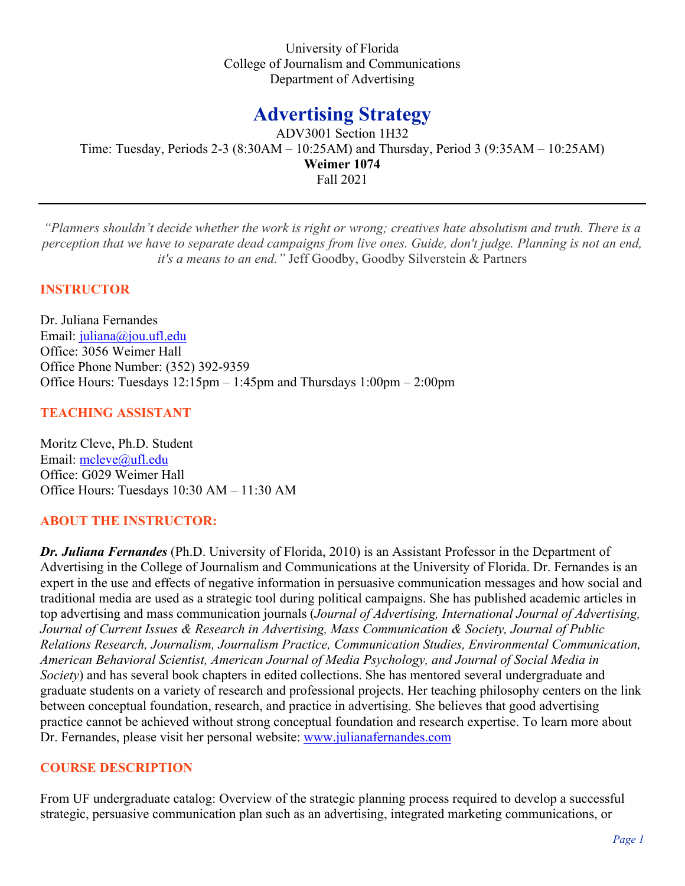University of Florida
College of Journalism and Communications
Department of Advertising

# Advertising Strategy

ADV3001 Section 1H32
Time: Tuesday, Periods 2-3 (8:30AM – 10:25AM) and Thursday, Period 3 (9:35AM – 10:25AM)
**Weimer 1074**
Fall 2021

---

*"Planners shouldn't decide whether the work is right or wrong; creatives hate absolutism and truth. There is a perception that we have to separate dead campaigns from live ones. Guide, don't judge. Planning is not an end, it's a means to an end."* Jeff Goodby, Goodby Silverstein & Partners

## INSTRUCTOR

Dr. Juliana Fernandes
Email: juliana@jou.ufl.edu
Office: 3056 Weimer Hall
Office Phone Number: (352) 392-9359
Office Hours: Tuesdays 12:15pm – 1:45pm and Thursdays 1:00pm – 2:00pm

## TEACHING ASSISTANT

Moritz Cleve, Ph.D. Student
Email: mcleve@ufl.edu
Office: G029 Weimer Hall
Office Hours: Tuesdays 10:30 AM – 11:30 AM

## ABOUT THE INSTRUCTOR:

***Dr. Juliana Fernandes*** (Ph.D. University of Florida, 2010) is an Assistant Professor in the Department of Advertising in the College of Journalism and Communications at the University of Florida. Dr. Fernandes is an expert in the use and effects of negative information in persuasive communication messages and how social and traditional media are used as a strategic tool during political campaigns. She has published academic articles in top advertising and mass communication journals (*Journal of Advertising, International Journal of Advertising, Journal of Current Issues & Research in Advertising, Mass Communication & Society, Journal of Public Relations Research, Journalism, Journalism Practice, Communication Studies, Environmental Communication, American Behavioral Scientist, American Journal of Media Psychology, and Journal of Social Media in Society*) and has several book chapters in edited collections. She has mentored several undergraduate and graduate students on a variety of research and professional projects. Her teaching philosophy centers on the link between conceptual foundation, research, and practice in advertising. She believes that good advertising practice cannot be achieved without strong conceptual foundation and research expertise. To learn more about Dr. Fernandes, please visit her personal website: www.julianafernandes.com

## COURSE DESCRIPTION

From UF undergraduate catalog: Overview of the strategic planning process required to develop a successful strategic, persuasive communication plan such as an advertising, integrated marketing communications, or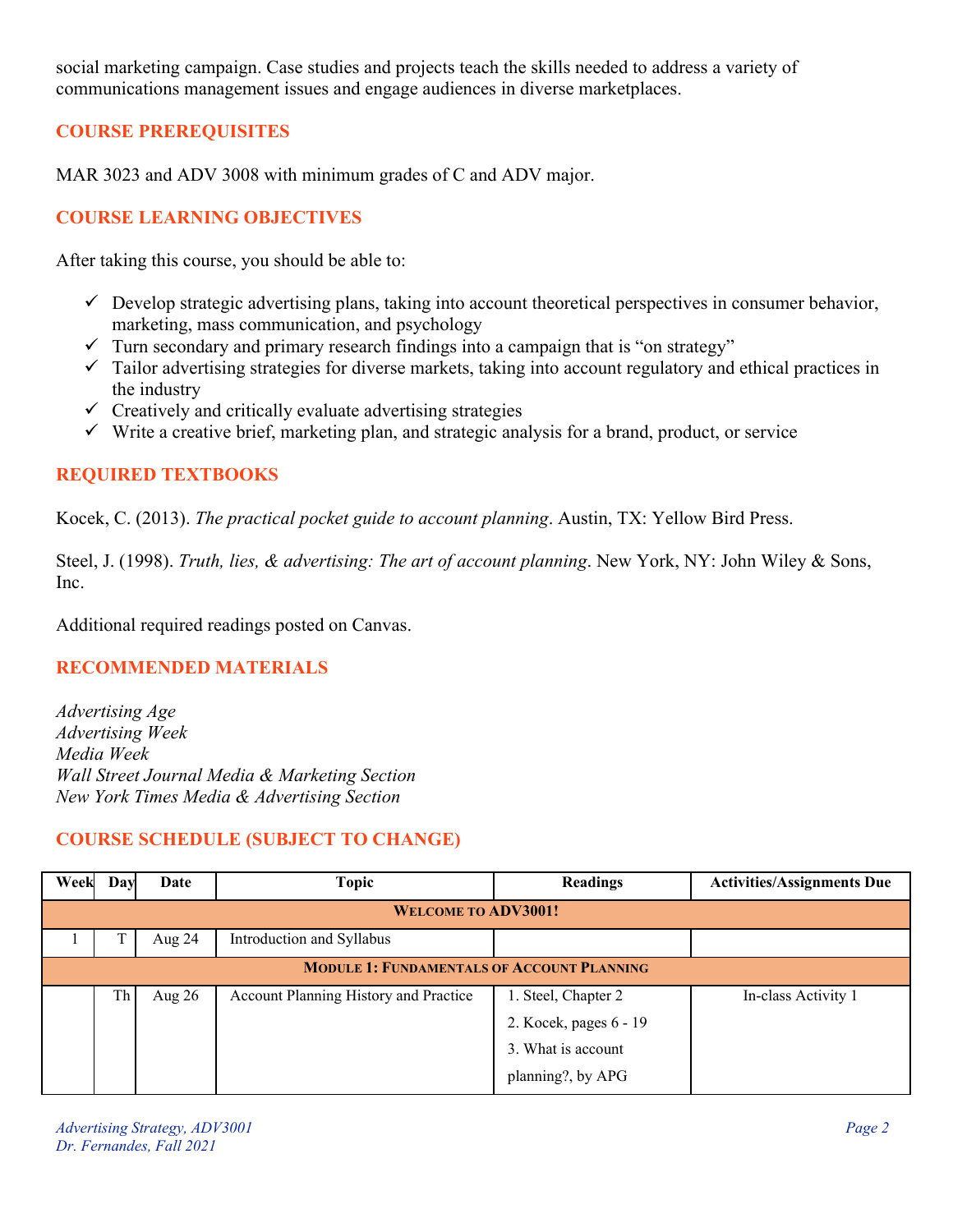social marketing campaign. Case studies and projects teach the skills needed to address a variety of communications management issues and engage audiences in diverse marketplaces.

## COURSE PREREQUISITES

MAR 3023 and ADV 3008 with minimum grades of C and ADV major.

## COURSE LEARNING OBJECTIVES

After taking this course, you should be able to:

- ✓ Develop strategic advertising plans, taking into account theoretical perspectives in consumer behavior, marketing, mass communication, and psychology
- ✓ Turn secondary and primary research findings into a campaign that is "on strategy"
- ✓ Tailor advertising strategies for diverse markets, taking into account regulatory and ethical practices in the industry
- ✓ Creatively and critically evaluate advertising strategies
- ✓ Write a creative brief, marketing plan, and strategic analysis for a brand, product, or service

## REQUIRED TEXTBOOKS

Kocek, C. (2013). *The practical pocket guide to account planning*. Austin, TX: Yellow Bird Press.

Steel, J. (1998). *Truth, lies, & advertising: The art of account planning*. New York, NY: John Wiley & Sons, Inc.

Additional required readings posted on Canvas.

## RECOMMENDED MATERIALS

*Advertising Age*
*Advertising Week*
*Media Week*
*Wall Street Journal Media & Marketing Section*
*New York Times Media & Advertising Section*

## COURSE SCHEDULE (SUBJECT TO CHANGE)

| Week | Day | Date | Topic | Readings | Activities/Assignments Due |
|---|---|---|---|---|---|
| **WELCOME TO ADV3001!** | | | | | |
| 1 | T | Aug 24 | Introduction and Syllabus | | |
| **MODULE 1: FUNDAMENTALS OF ACCOUNT PLANNING** | | | | | |
| | Th | Aug 26 | Account Planning History and Practice | 1. Steel, Chapter 2<br>2. Kocek, pages 6 - 19<br>3. What is account planning?, by APG | In-class Activity 1 |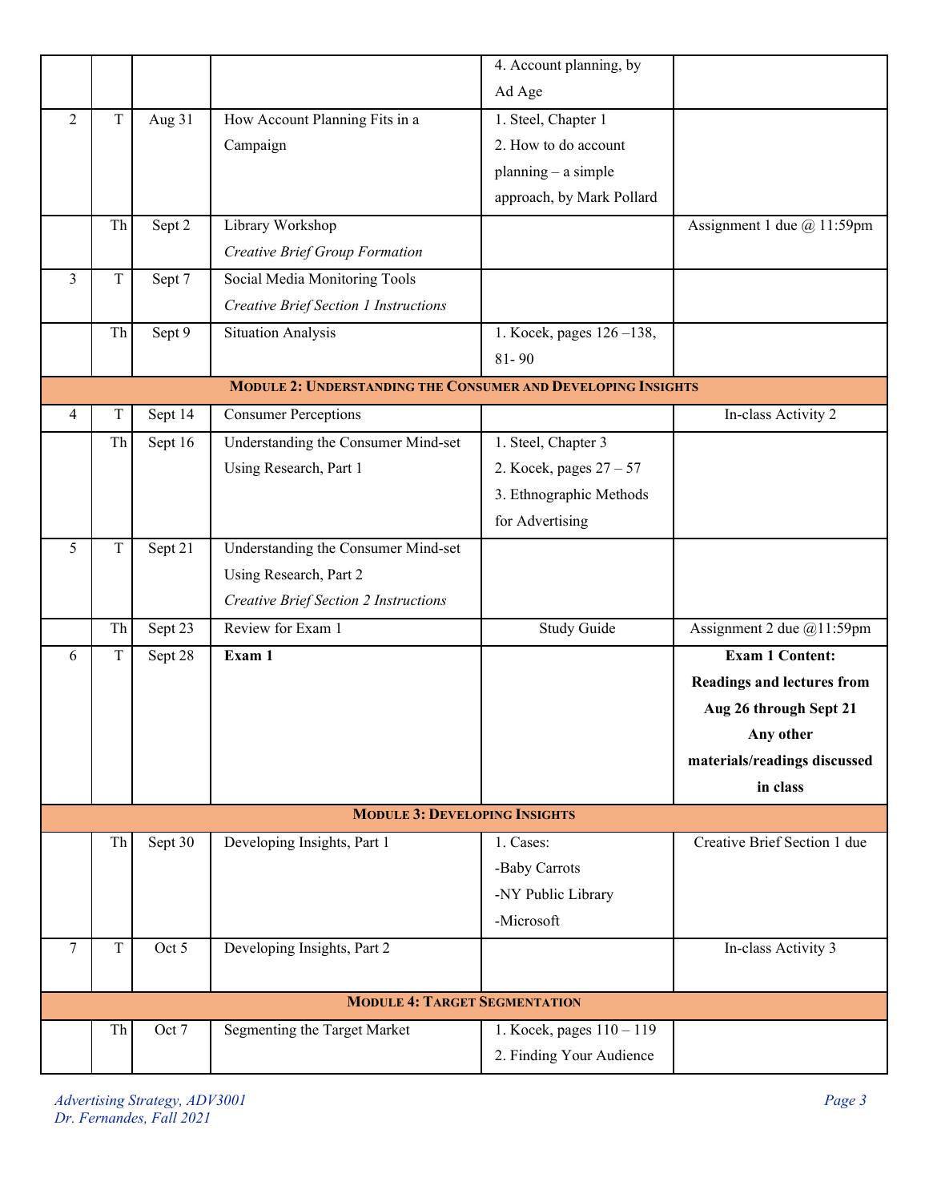| | | | | 4. Account planning, by Ad Age | |
|---|---|---|---|---|---|
| 2 | T | Aug 31 | How Account Planning Fits in a Campaign | 1. Steel, Chapter 1<br>2. How to do account planning – a simple approach, by Mark Pollard | |
| | Th | Sept 2 | Library Workshop<br>*Creative Brief Group Formation* | | Assignment 1 due @ 11:59pm |
| 3 | T | Sept 7 | Social Media Monitoring Tools<br>*Creative Brief Section 1 Instructions* | | |
| | Th | Sept 9 | Situation Analysis | 1. Kocek, pages 126 –138, 81- 90 | |
| **MODULE 2: UNDERSTANDING THE CONSUMER AND DEVELOPING INSIGHTS** | | | | | |
| 4 | T | Sept 14 | Consumer Perceptions | | In-class Activity 2 |
| | Th | Sept 16 | Understanding the Consumer Mind-set Using Research, Part 1 | 1. Steel, Chapter 3<br>2. Kocek, pages 27 – 57<br>3. Ethnographic Methods for Advertising | |
| 5 | T | Sept 21 | Understanding the Consumer Mind-set Using Research, Part 2<br>*Creative Brief Section 2 Instructions* | | |
| | Th | Sept 23 | Review for Exam 1 | Study Guide | Assignment 2 due @11:59pm |
| 6 | T | Sept 28 | **Exam 1** | | **Exam 1 Content: Readings and lectures from Aug 26 through Sept 21 Any other materials/readings discussed in class** |
| **MODULE 3: DEVELOPING INSIGHTS** | | | | | |
| | Th | Sept 30 | Developing Insights, Part 1 | 1. Cases:<br>-Baby Carrots<br>-NY Public Library<br>-Microsoft | Creative Brief Section 1 due |
| 7 | T | Oct 5 | Developing Insights, Part 2 | | In-class Activity 3 |
| **MODULE 4: TARGET SEGMENTATION** | | | | | |
| | Th | Oct 7 | Segmenting the Target Market | 1. Kocek, pages 110 – 119<br>2. Finding Your Audience | |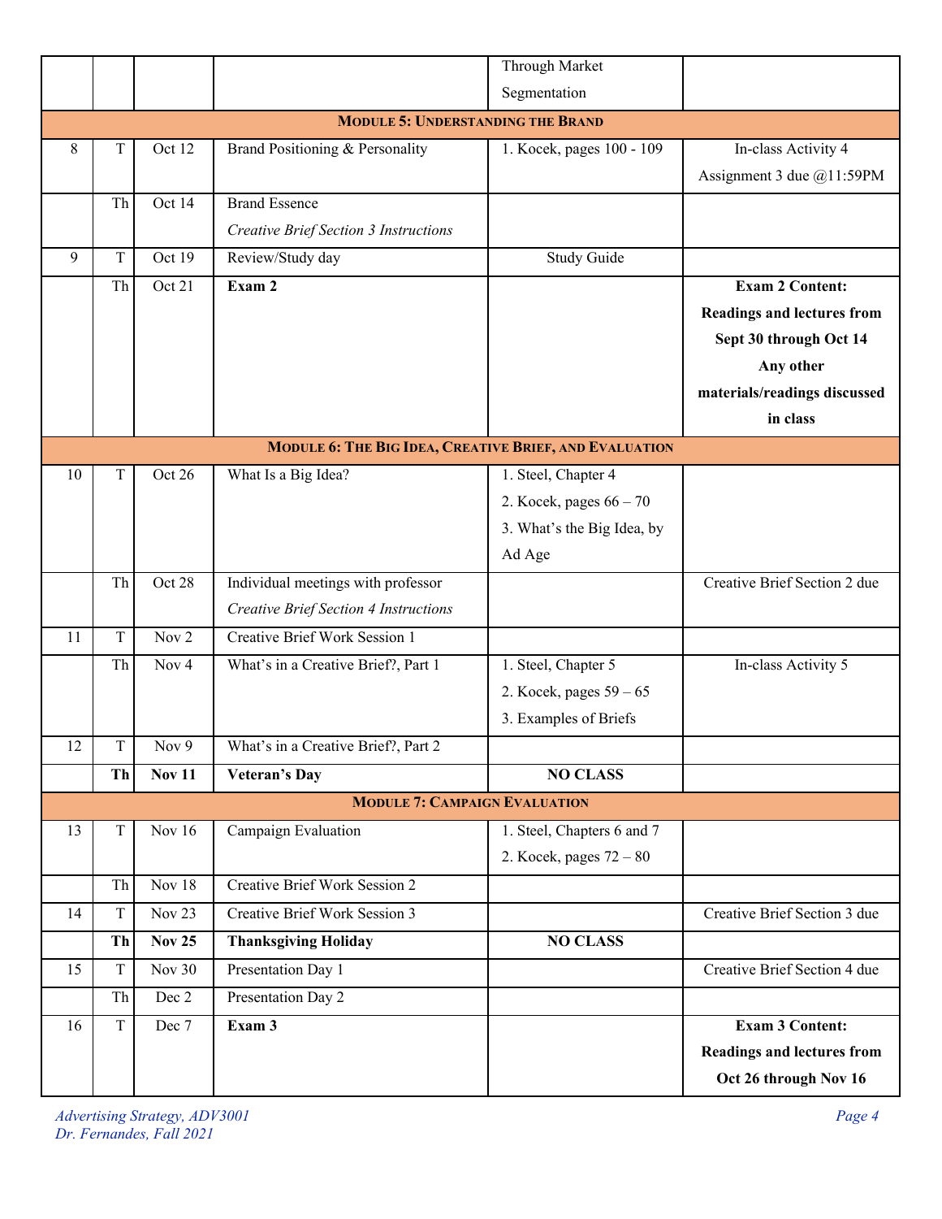| | | | | Through Market Segmentation | |
|---|---|---|---|---|---|
| **MODULE 5: UNDERSTANDING THE BRAND** | | | | | |
| 8 | T | Oct 12 | Brand Positioning & Personality | 1. Kocek, pages 100 - 109 | In-class Activity 4<br>Assignment 3 due @11:59PM |
| | Th | Oct 14 | Brand Essence<br>*Creative Brief Section 3 Instructions* | | |
| 9 | T | Oct 19 | Review/Study day | Study Guide | |
| | Th | Oct 21 | **Exam 2** | | **Exam 2 Content: Readings and lectures from Sept 30 through Oct 14 Any other materials/readings discussed in class** |
| **MODULE 6: THE BIG IDEA, CREATIVE BRIEF, AND EVALUATION** | | | | | |
| 10 | T | Oct 26 | What Is a Big Idea? | 1. Steel, Chapter 4<br>2. Kocek, pages 66 – 70<br>3. What's the Big Idea, by Ad Age | |
| | Th | Oct 28 | Individual meetings with professor<br>*Creative Brief Section 4 Instructions* | | Creative Brief Section 2 due |
| 11 | T | Nov 2 | Creative Brief Work Session 1 | | |
| | Th | Nov 4 | What's in a Creative Brief?, Part 1 | 1. Steel, Chapter 5<br>2. Kocek, pages 59 – 65<br>3. Examples of Briefs | In-class Activity 5 |
| 12 | T | Nov 9 | What's in a Creative Brief?, Part 2 | | |
| | **Th** | **Nov 11** | **Veteran's Day** | **NO CLASS** | |
| **MODULE 7: CAMPAIGN EVALUATION** | | | | | |
| 13 | T | Nov 16 | Campaign Evaluation | 1. Steel, Chapters 6 and 7<br>2. Kocek, pages 72 – 80 | |
| | Th | Nov 18 | Creative Brief Work Session 2 | | |
| 14 | T | Nov 23 | Creative Brief Work Session 3 | | Creative Brief Section 3 due |
| | **Th** | **Nov 25** | **Thanksgiving Holiday** | **NO CLASS** | |
| 15 | T | Nov 30 | Presentation Day 1 | | Creative Brief Section 4 due |
| | Th | Dec 2 | Presentation Day 2 | | |
| 16 | T | Dec 7 | **Exam 3** | | **Exam 3 Content: Readings and lectures from Oct 26 through Nov 16** |

*Advertising Strategy, ADV3001*
*Dr. Fernandes, Fall 2021*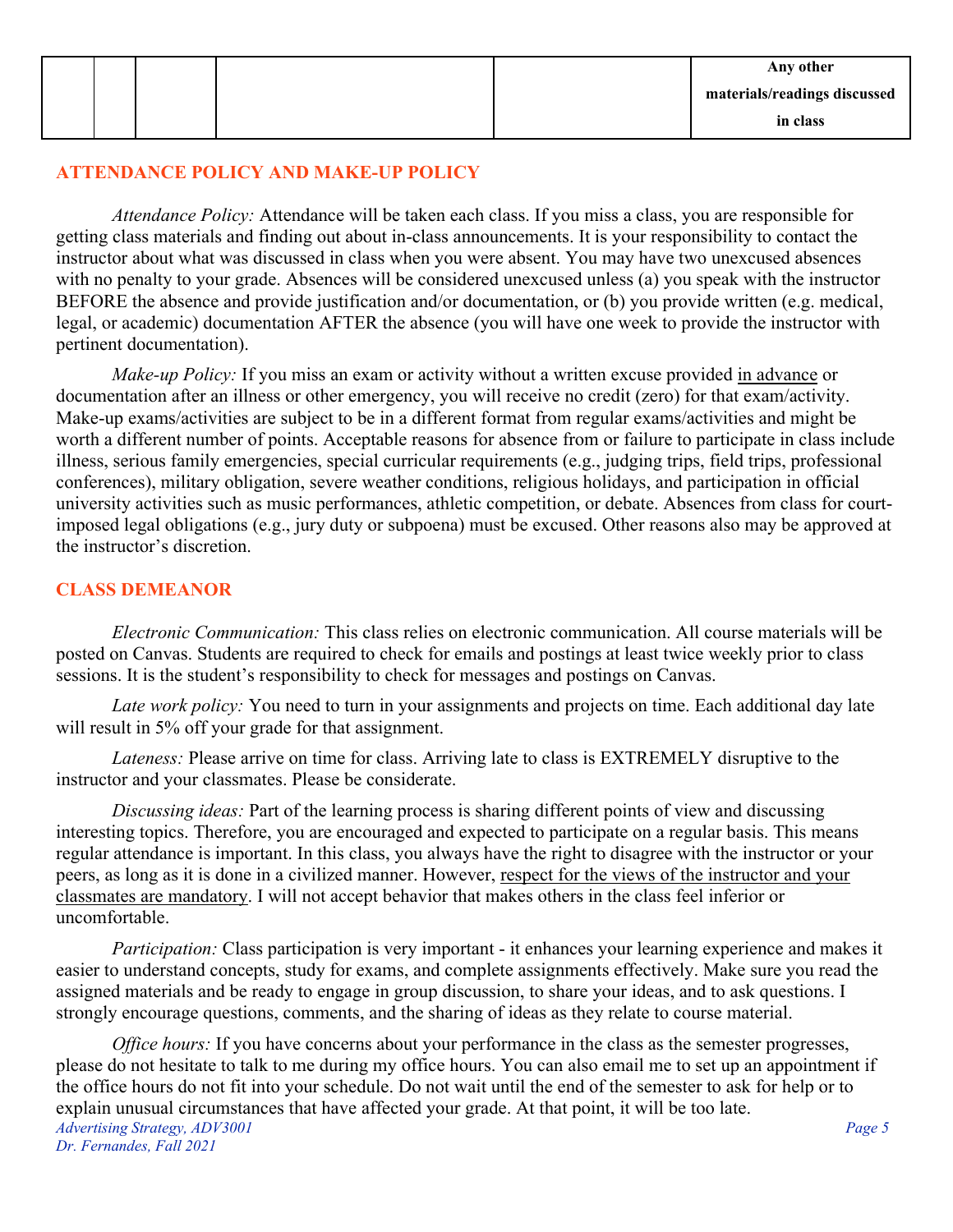| | | | | | |
|---|---|---|---|---|---|
| | | | | | **Any other materials/readings discussed in class** |

## ATTENDANCE POLICY AND MAKE-UP POLICY

*Attendance Policy:* Attendance will be taken each class. If you miss a class, you are responsible for getting class materials and finding out about in-class announcements. It is your responsibility to contact the instructor about what was discussed in class when you were absent. You may have two unexcused absences with no penalty to your grade. Absences will be considered unexcused unless (a) you speak with the instructor BEFORE the absence and provide justification and/or documentation, or (b) you provide written (e.g. medical, legal, or academic) documentation AFTER the absence (you will have one week to provide the instructor with pertinent documentation).

*Make-up Policy:* If you miss an exam or activity without a written excuse provided in advance or documentation after an illness or other emergency, you will receive no credit (zero) for that exam/activity. Make-up exams/activities are subject to be in a different format from regular exams/activities and might be worth a different number of points. Acceptable reasons for absence from or failure to participate in class include illness, serious family emergencies, special curricular requirements (e.g., judging trips, field trips, professional conferences), military obligation, severe weather conditions, religious holidays, and participation in official university activities such as music performances, athletic competition, or debate. Absences from class for court-imposed legal obligations (e.g., jury duty or subpoena) must be excused. Other reasons also may be approved at the instructor's discretion.

## CLASS DEMEANOR

*Electronic Communication:* This class relies on electronic communication. All course materials will be posted on Canvas. Students are required to check for emails and postings at least twice weekly prior to class sessions. It is the student's responsibility to check for messages and postings on Canvas.

*Late work policy:* You need to turn in your assignments and projects on time. Each additional day late will result in 5% off your grade for that assignment.

*Lateness:* Please arrive on time for class. Arriving late to class is EXTREMELY disruptive to the instructor and your classmates. Please be considerate.

*Discussing ideas:* Part of the learning process is sharing different points of view and discussing interesting topics. Therefore, you are encouraged and expected to participate on a regular basis. This means regular attendance is important. In this class, you always have the right to disagree with the instructor or your peers, as long as it is done in a civilized manner. However, respect for the views of the instructor and your classmates are mandatory. I will not accept behavior that makes others in the class feel inferior or uncomfortable.

*Participation:* Class participation is very important - it enhances your learning experience and makes it easier to understand concepts, study for exams, and complete assignments effectively. Make sure you read the assigned materials and be ready to engage in group discussion, to share your ideas, and to ask questions. I strongly encourage questions, comments, and the sharing of ideas as they relate to course material.

*Office hours:* If you have concerns about your performance in the class as the semester progresses, please do not hesitate to talk to me during my office hours. You can also email me to set up an appointment if the office hours do not fit into your schedule. Do not wait until the end of the semester to ask for help or to explain unusual circumstances that have affected your grade. At that point, it will be too late.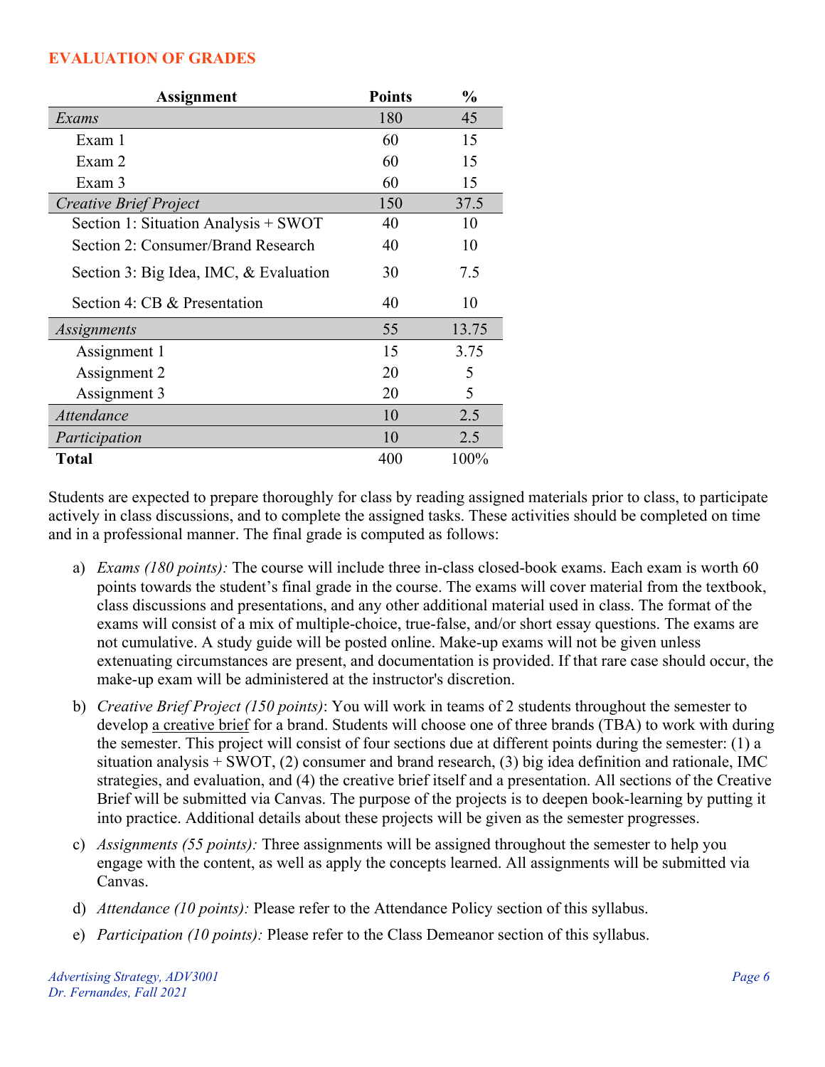## EVALUATION OF GRADES

| Assignment | Points | % |
|---|---|---|
| *Exams* | 180 | 45 |
| Exam 1 | 60 | 15 |
| Exam 2 | 60 | 15 |
| Exam 3 | 60 | 15 |
| *Creative Brief Project* | 150 | 37.5 |
| Section 1: Situation Analysis + SWOT | 40 | 10 |
| Section 2: Consumer/Brand Research | 40 | 10 |
| Section 3: Big Idea, IMC, & Evaluation | 30 | 7.5 |
| Section 4: CB & Presentation | 40 | 10 |
| *Assignments* | 55 | 13.75 |
| Assignment 1 | 15 | 3.75 |
| Assignment 2 | 20 | 5 |
| Assignment 3 | 20 | 5 |
| *Attendance* | 10 | 2.5 |
| *Participation* | 10 | 2.5 |
| **Total** | 400 | 100% |

Students are expected to prepare thoroughly for class by reading assigned materials prior to class, to participate actively in class discussions, and to complete the assigned tasks. These activities should be completed on time and in a professional manner. The final grade is computed as follows:

a) *Exams (180 points):* The course will include three in-class closed-book exams. Each exam is worth 60 points towards the student's final grade in the course. The exams will cover material from the textbook, class discussions and presentations, and any other additional material used in class. The format of the exams will consist of a mix of multiple-choice, true-false, and/or short essay questions. The exams are not cumulative. A study guide will be posted online. Make-up exams will not be given unless extenuating circumstances are present, and documentation is provided. If that rare case should occur, the make-up exam will be administered at the instructor's discretion.

b) *Creative Brief Project (150 points)*: You will work in teams of 2 students throughout the semester to develop a creative brief for a brand. Students will choose one of three brands (TBA) to work with during the semester. This project will consist of four sections due at different points during the semester: (1) a situation analysis + SWOT, (2) consumer and brand research, (3) big idea definition and rationale, IMC strategies, and evaluation, and (4) the creative brief itself and a presentation. All sections of the Creative Brief will be submitted via Canvas. The purpose of the projects is to deepen book-learning by putting it into practice. Additional details about these projects will be given as the semester progresses.

c) *Assignments (55 points):* Three assignments will be assigned throughout the semester to help you engage with the content, as well as apply the concepts learned. All assignments will be submitted via Canvas.

d) *Attendance (10 points):* Please refer to the Attendance Policy section of this syllabus.

e) *Participation (10 points):* Please refer to the Class Demeanor section of this syllabus.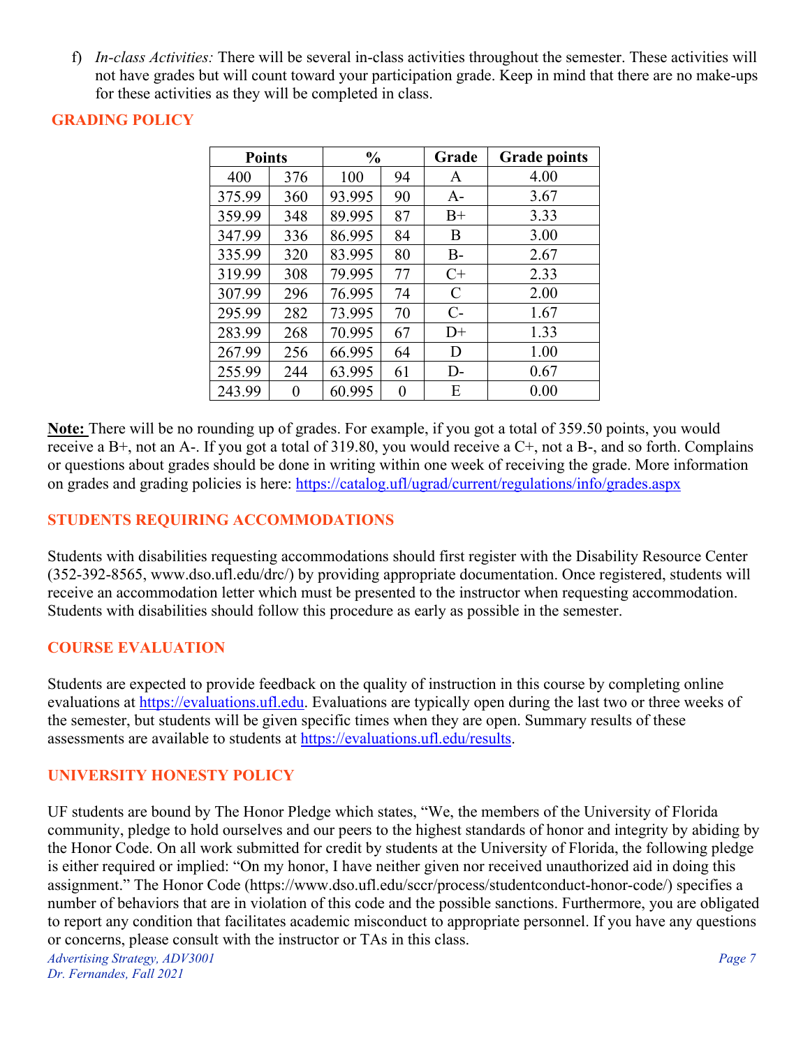f) *In-class Activities:* There will be several in-class activities throughout the semester. These activities will not have grades but will count toward your participation grade. Keep in mind that there are no make-ups for these activities as they will be completed in class.

## GRADING POLICY

| Points | | % | | Grade | Grade points |
|---|---|---|---|---|---|
| 400 | 376 | 100 | 94 | A | 4.00 |
| 375.99 | 360 | 93.995 | 90 | A- | 3.67 |
| 359.99 | 348 | 89.995 | 87 | B+ | 3.33 |
| 347.99 | 336 | 86.995 | 84 | B | 3.00 |
| 335.99 | 320 | 83.995 | 80 | B- | 2.67 |
| 319.99 | 308 | 79.995 | 77 | C+ | 2.33 |
| 307.99 | 296 | 76.995 | 74 | C | 2.00 |
| 295.99 | 282 | 73.995 | 70 | C- | 1.67 |
| 283.99 | 268 | 70.995 | 67 | D+ | 1.33 |
| 267.99 | 256 | 66.995 | 64 | D | 1.00 |
| 255.99 | 244 | 63.995 | 61 | D- | 0.67 |
| 243.99 | 0 | 60.995 | 0 | E | 0.00 |

**Note:** There will be no rounding up of grades. For example, if you got a total of 359.50 points, you would receive a B+, not an A-. If you got a total of 319.80, you would receive a C+, not a B-, and so forth. Complains or questions about grades should be done in writing within one week of receiving the grade. More information on grades and grading policies is here: https://catalog.ufl/ugrad/current/regulations/info/grades.aspx

## STUDENTS REQUIRING ACCOMMODATIONS

Students with disabilities requesting accommodations should first register with the Disability Resource Center (352-392-8565, www.dso.ufl.edu/drc/) by providing appropriate documentation. Once registered, students will receive an accommodation letter which must be presented to the instructor when requesting accommodation. Students with disabilities should follow this procedure as early as possible in the semester.

## COURSE EVALUATION

Students are expected to provide feedback on the quality of instruction in this course by completing online evaluations at https://evaluations.ufl.edu. Evaluations are typically open during the last two or three weeks of the semester, but students will be given specific times when they are open. Summary results of these assessments are available to students at https://evaluations.ufl.edu/results.

## UNIVERSITY HONESTY POLICY

UF students are bound by The Honor Pledge which states, "We, the members of the University of Florida community, pledge to hold ourselves and our peers to the highest standards of honor and integrity by abiding by the Honor Code. On all work submitted for credit by students at the University of Florida, the following pledge is either required or implied: "On my honor, I have neither given nor received unauthorized aid in doing this assignment." The Honor Code (https://www.dso.ufl.edu/sccr/process/studentconduct-honor-code/) specifies a number of behaviors that are in violation of this code and the possible sanctions. Furthermore, you are obligated to report any condition that facilitates academic misconduct to appropriate personnel. If you have any questions or concerns, please consult with the instructor or TAs in this class.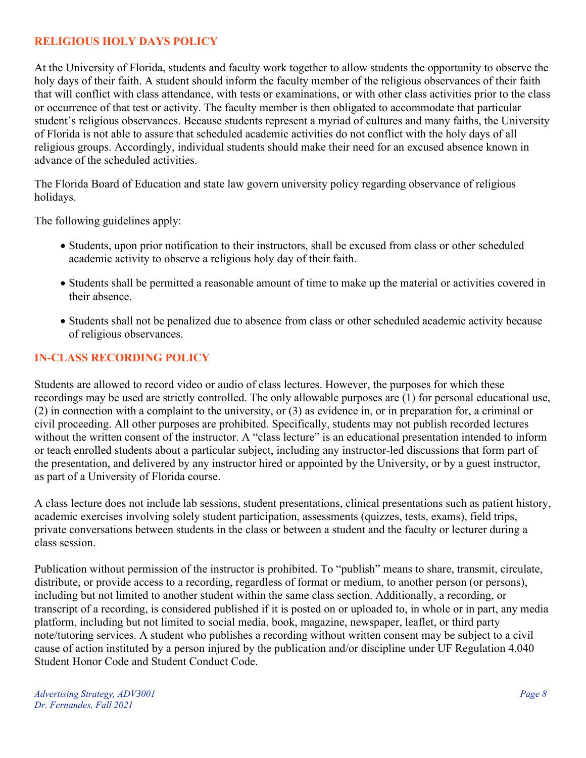## RELIGIOUS HOLY DAYS POLICY

At the University of Florida, students and faculty work together to allow students the opportunity to observe the holy days of their faith. A student should inform the faculty member of the religious observances of their faith that will conflict with class attendance, with tests or examinations, or with other class activities prior to the class or occurrence of that test or activity. The faculty member is then obligated to accommodate that particular student's religious observances. Because students represent a myriad of cultures and many faiths, the University of Florida is not able to assure that scheduled academic activities do not conflict with the holy days of all religious groups. Accordingly, individual students should make their need for an excused absence known in advance of the scheduled activities.

The Florida Board of Education and state law govern university policy regarding observance of religious holidays.

The following guidelines apply:

- Students, upon prior notification to their instructors, shall be excused from class or other scheduled academic activity to observe a religious holy day of their faith.
- Students shall be permitted a reasonable amount of time to make up the material or activities covered in their absence.
- Students shall not be penalized due to absence from class or other scheduled academic activity because of religious observances.

## IN-CLASS RECORDING POLICY

Students are allowed to record video or audio of class lectures. However, the purposes for which these recordings may be used are strictly controlled. The only allowable purposes are (1) for personal educational use, (2) in connection with a complaint to the university, or (3) as evidence in, or in preparation for, a criminal or civil proceeding. All other purposes are prohibited. Specifically, students may not publish recorded lectures without the written consent of the instructor. A "class lecture" is an educational presentation intended to inform or teach enrolled students about a particular subject, including any instructor-led discussions that form part of the presentation, and delivered by any instructor hired or appointed by the University, or by a guest instructor, as part of a University of Florida course.

A class lecture does not include lab sessions, student presentations, clinical presentations such as patient history, academic exercises involving solely student participation, assessments (quizzes, tests, exams), field trips, private conversations between students in the class or between a student and the faculty or lecturer during a class session.

Publication without permission of the instructor is prohibited. To "publish" means to share, transmit, circulate, distribute, or provide access to a recording, regardless of format or medium, to another person (or persons), including but not limited to another student within the same class section. Additionally, a recording, or transcript of a recording, is considered published if it is posted on or uploaded to, in whole or in part, any media platform, including but not limited to social media, book, magazine, newspaper, leaflet, or third party note/tutoring services. A student who publishes a recording without written consent may be subject to a civil cause of action instituted by a person injured by the publication and/or discipline under UF Regulation 4.040 Student Honor Code and Student Conduct Code.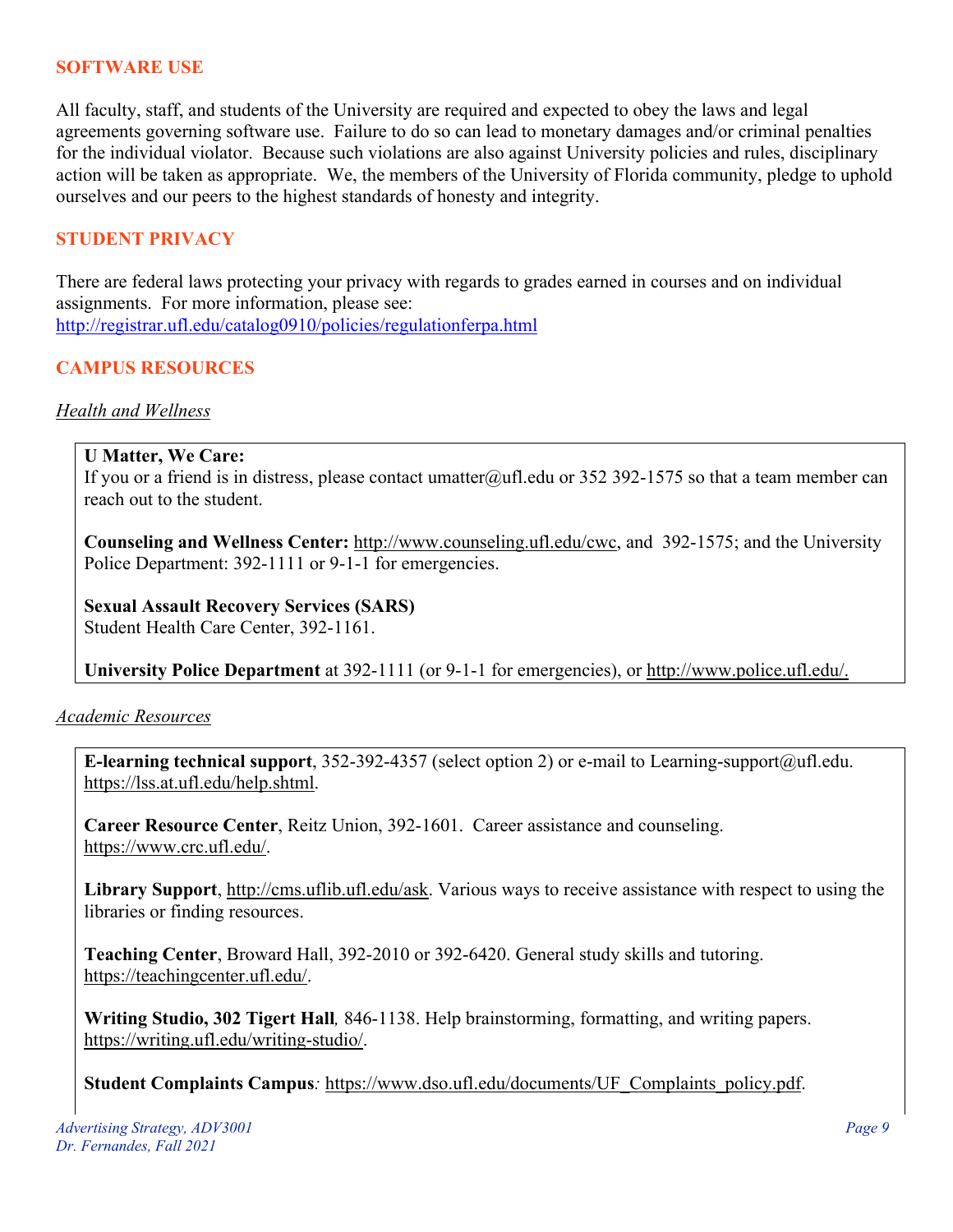## SOFTWARE USE

All faculty, staff, and students of the University are required and expected to obey the laws and legal agreements governing software use. Failure to do so can lead to monetary damages and/or criminal penalties for the individual violator. Because such violations are also against University policies and rules, disciplinary action will be taken as appropriate. We, the members of the University of Florida community, pledge to uphold ourselves and our peers to the highest standards of honesty and integrity.

## STUDENT PRIVACY

There are federal laws protecting your privacy with regards to grades earned in courses and on individual assignments. For more information, please see: http://registrar.ufl.edu/catalog0910/policies/regulationferpa.html

## CAMPUS RESOURCES

*Health and Wellness*

**U Matter, We Care:**
If you or a friend is in distress, please contact umatter@ufl.edu or 352 392-1575 so that a team member can reach out to the student.

**Counseling and Wellness Center:** http://www.counseling.ufl.edu/cwc, and 392-1575; and the University Police Department: 392-1111 or 9-1-1 for emergencies.

**Sexual Assault Recovery Services (SARS)**
Student Health Care Center, 392-1161.

**University Police Department** at 392-1111 (or 9-1-1 for emergencies), or http://www.police.ufl.edu/.

*Academic Resources*

**E-learning technical support**, 352-392-4357 (select option 2) or e-mail to Learning-support@ufl.edu. https://lss.at.ufl.edu/help.shtml.

**Career Resource Center**, Reitz Union, 392-1601. Career assistance and counseling. https://www.crc.ufl.edu/.

**Library Support**, http://cms.uflib.ufl.edu/ask. Various ways to receive assistance with respect to using the libraries or finding resources.

**Teaching Center**, Broward Hall, 392-2010 or 392-6420. General study skills and tutoring. https://teachingcenter.ufl.edu/.

**Writing Studio, 302 Tigert Hall**, 846-1138. Help brainstorming, formatting, and writing papers. https://writing.ufl.edu/writing-studio/.

**Student Complaints Campus**: https://www.dso.ufl.edu/documents/UF_Complaints_policy.pdf.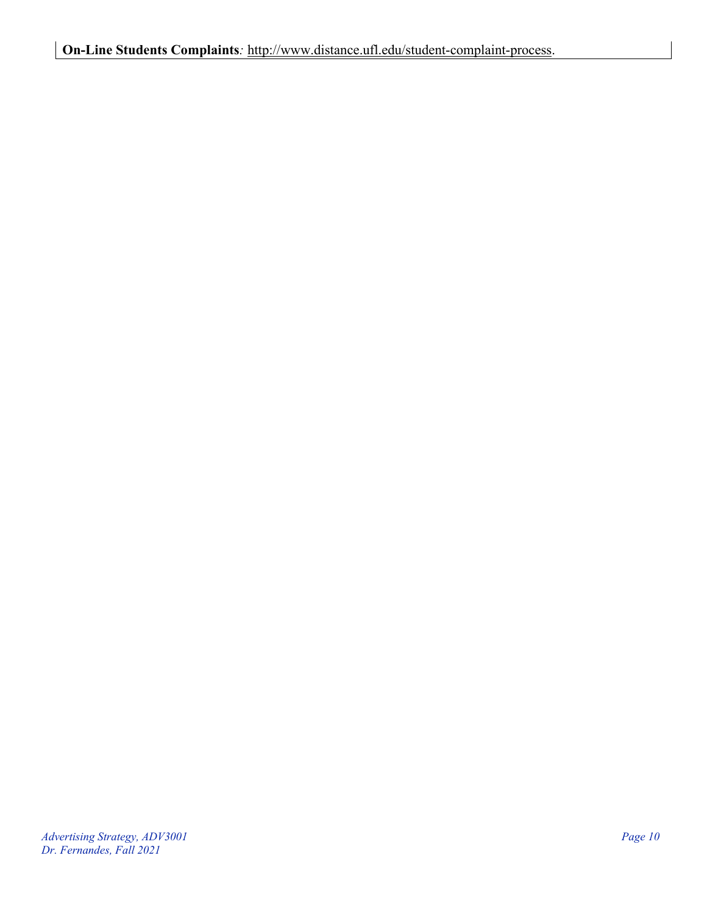**On-Line Students Complaints**: http://www.distance.ufl.edu/student-complaint-process.